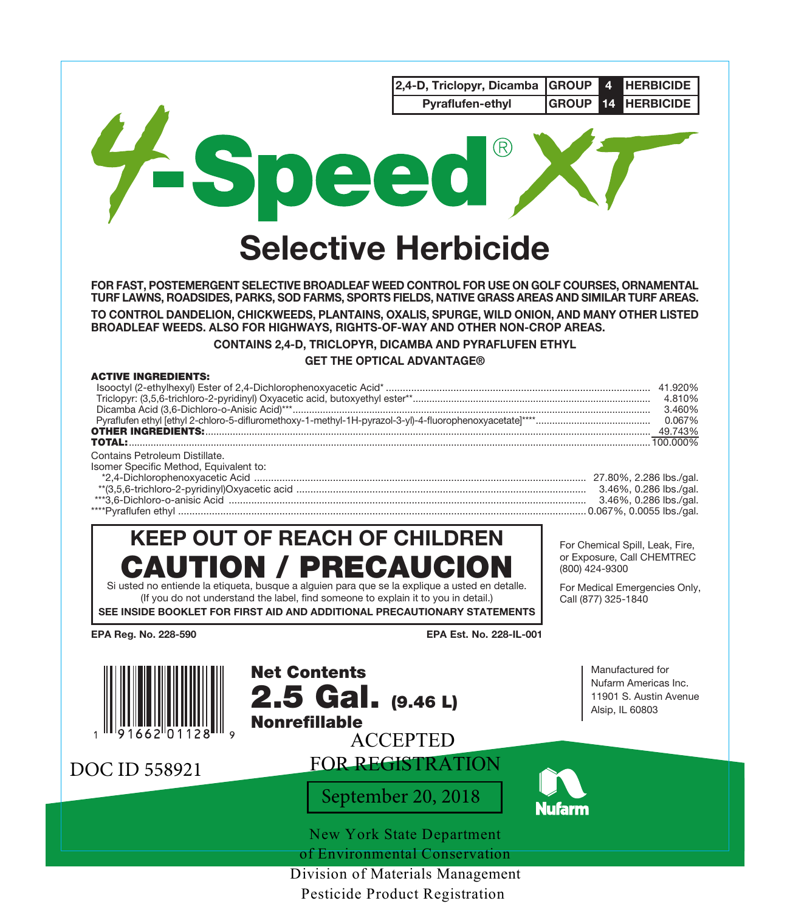| 2,4-D, Triclopyr, Dicamba | GROUP | 4 | HERBICIDE |
| --- | --- | --- | --- |
| Pyraflufen-ethyl | GROUP | 14 | HERBICIDE |

# 4-Speed® XT

## Selective Herbicide

**FOR FAST, POSTEMERGENT SELECTIVE BROADLEAF WEED CONTROL FOR USE ON GOLF COURSES, ORNAMENTAL TURF LAWNS, ROADSIDES, PARKS, SOD FARMS, SPORTS FIELDS, NATIVE GRASS AREAS AND SIMILAR TURF AREAS.**

**TO CONTROL DANDELION, CHICKWEEDS, PLANTAINS, OXALIS, SPURGE, WILD ONION, AND MANY OTHER LISTED BROADLEAF WEEDS. ALSO FOR HIGHWAYS, RIGHTS-OF-WAY AND OTHER NON-CROP AREAS.**

**CONTAINS 2,4-D, TRICLOPYR, DICAMBA AND PYRAFLUFEN ETHYL**

**GET THE OPTICAL ADVANTAGE®**

**ACTIVE INGREDIENTS:**

| | |
| --- | --- |
| Isooctyl (2-ethylhexyl) Ester of 2,4-Dichlorophenoxyacetic Acid* | 41.920% |
| Triclopyr: (3,5,6-trichloro-2-pyridinyl) Oxyacetic acid, butoxyethyl ester** | 4.810% |
| Dicamba Acid (3,6-Dichloro-o-Anisic Acid)*** | 3.460% |
| Pyraflufen ethyl [ethyl 2-chloro-5-difluromethoxy-1-methyl-1H-pyrazol-3-yl)-4-fluorophenoxyacetate]**** | 0.067% |
| **OTHER INGREDIENTS:** | 49.743% |
| **TOTAL:** | 100.000% |

Contains Petroleum Distillate.

Isomer Specific Method, Equivalent to:

| | |
| --- | --- |
| *2,4-Dichlorophenoxyacetic Acid | 27.80%, 2.286 lbs./gal. |
| **(3,5,6-trichloro-2-pyridinyl)Oxyacetic acid | 3.46%, 0.286 lbs./gal. |
| ***3,6-Dichloro-o-anisic Acid | 3.46%, 0.286 lbs./gal. |
| ****Pyraflufen ethyl | 0.067%, 0.0055 lbs./gal. |

## KEEP OUT OF REACH OF CHILDREN

# CAUTION / PRECAUCION

Si usted no entiende la etiqueta, busque a alguien para que se la explique a usted en detalle. (If you do not understand the label, find someone to explain it to you in detail.)

**SEE INSIDE BOOKLET FOR FIRST AID AND ADDITIONAL PRECAUTIONARY STATEMENTS**

For Chemical Spill, Leak, Fire, or Exposure, Call CHEMTREC (800) 424-9300

For Medical Emergencies Only, Call (877) 325-1840

**EPA Reg. No. 228-590**

**EPA Est. No. 228-IL-001**

1 91662 01128 9

**Net Contents**
**2.5 Gal. (9.46 L)**
**Nonrefillable**

Manufactured for
Nufarm Americas Inc.
11901 S. Austin Avenue
Alsip, IL 60803

DOC ID 558921

ACCEPTED
FOR REGISTRATION

September 20, 2018

New York State Department
of Environmental Conservation
Division of Materials Management
Pesticide Product Registration

Nufarm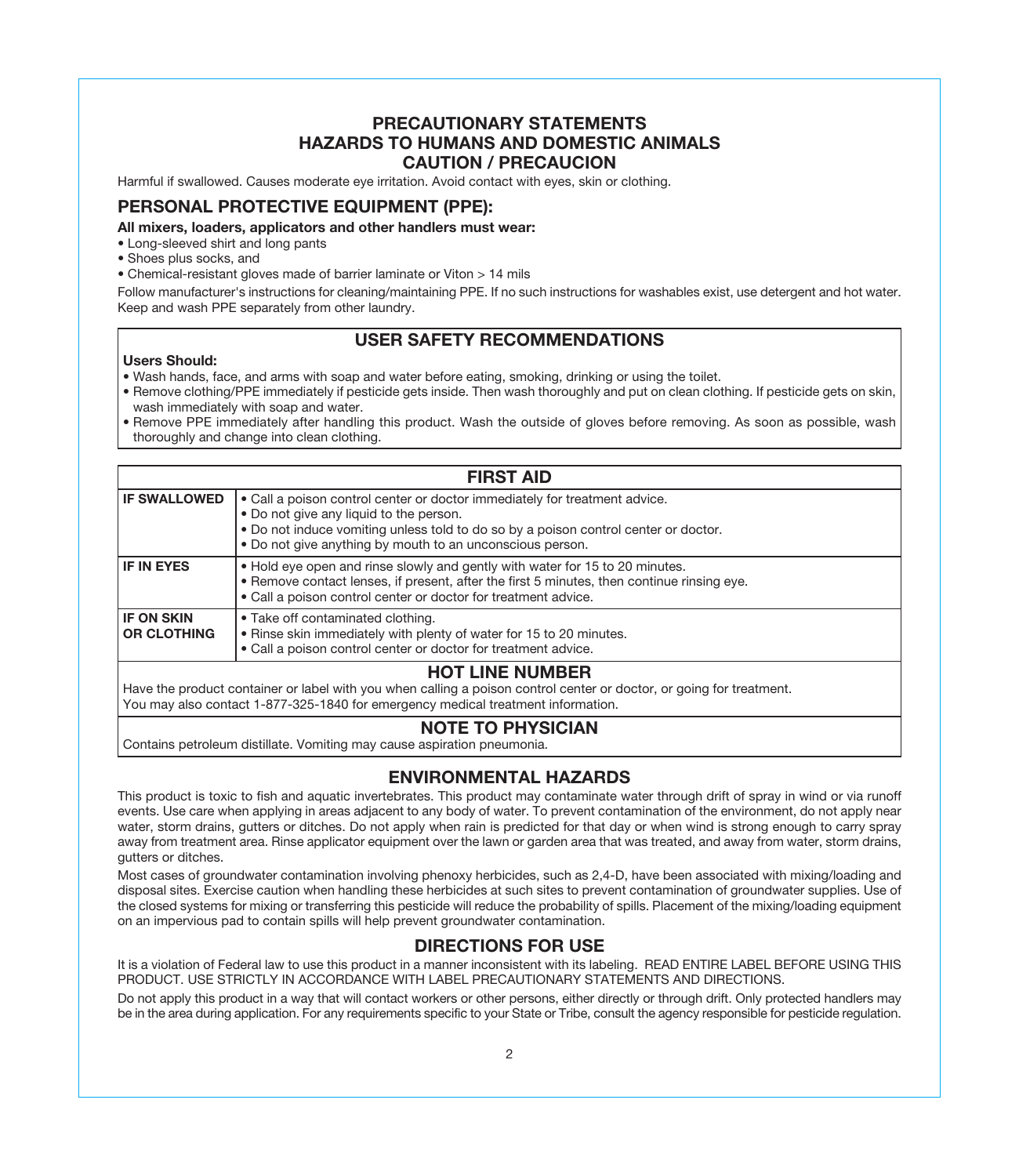# PRECAUTIONARY STATEMENTS
## HAZARDS TO HUMANS AND DOMESTIC ANIMALS
## CAUTION / PRECAUCION

Harmful if swallowed. Causes moderate eye irritation. Avoid contact with eyes, skin or clothing.

## PERSONAL PROTECTIVE EQUIPMENT (PPE):

**All mixers, loaders, applicators and other handlers must wear:**

- Long-sleeved shirt and long pants
- Shoes plus socks, and
- Chemical-resistant gloves made of barrier laminate or Viton > 14 mils

Follow manufacturer's instructions for cleaning/maintaining PPE. If no such instructions for washables exist, use detergent and hot water. Keep and wash PPE separately from other laundry.

## USER SAFETY RECOMMENDATIONS

**Users Should:**

- Wash hands, face, and arms with soap and water before eating, smoking, drinking or using the toilet.
- Remove clothing/PPE immediately if pesticide gets inside. Then wash thoroughly and put on clean clothing. If pesticide gets on skin, wash immediately with soap and water.
- Remove PPE immediately after handling this product. Wash the outside of gloves before removing. As soon as possible, wash thoroughly and change into clean clothing.

## FIRST AID

| | |
|---|---|
| **IF SWALLOWED** | • Call a poison control center or doctor immediately for treatment advice.<br>• Do not give any liquid to the person.<br>• Do not induce vomiting unless told to do so by a poison control center or doctor.<br>• Do not give anything by mouth to an unconscious person. |
| **IF IN EYES** | • Hold eye open and rinse slowly and gently with water for 15 to 20 minutes.<br>• Remove contact lenses, if present, after the first 5 minutes, then continue rinsing eye.<br>• Call a poison control center or doctor for treatment advice. |
| **IF ON SKIN OR CLOTHING** | • Take off contaminated clothing.<br>• Rinse skin immediately with plenty of water for 15 to 20 minutes.<br>• Call a poison control center or doctor for treatment advice. |

### HOT LINE NUMBER

Have the product container or label with you when calling a poison control center or doctor, or going for treatment. You may also contact 1-877-325-1840 for emergency medical treatment information.

### NOTE TO PHYSICIAN

Contains petroleum distillate. Vomiting may cause aspiration pneumonia.

## ENVIRONMENTAL HAZARDS

This product is toxic to fish and aquatic invertebrates. This product may contaminate water through drift of spray in wind or via runoff events. Use care when applying in areas adjacent to any body of water. To prevent contamination of the environment, do not apply near water, storm drains, gutters or ditches. Do not apply when rain is predicted for that day or when wind is strong enough to carry spray away from treatment area. Rinse applicator equipment over the lawn or garden area that was treated, and away from water, storm drains, gutters or ditches.

Most cases of groundwater contamination involving phenoxy herbicides, such as 2,4-D, have been associated with mixing/loading and disposal sites. Exercise caution when handling these herbicides at such sites to prevent contamination of groundwater supplies. Use of the closed systems for mixing or transferring this pesticide will reduce the probability of spills. Placement of the mixing/loading equipment on an impervious pad to contain spills will help prevent groundwater contamination.

## DIRECTIONS FOR USE

It is a violation of Federal law to use this product in a manner inconsistent with its labeling. READ ENTIRE LABEL BEFORE USING THIS PRODUCT. USE STRICTLY IN ACCORDANCE WITH LABEL PRECAUTIONARY STATEMENTS AND DIRECTIONS.

Do not apply this product in a way that will contact workers or other persons, either directly or through drift. Only protected handlers may be in the area during application. For any requirements specific to your State or Tribe, consult the agency responsible for pesticide regulation.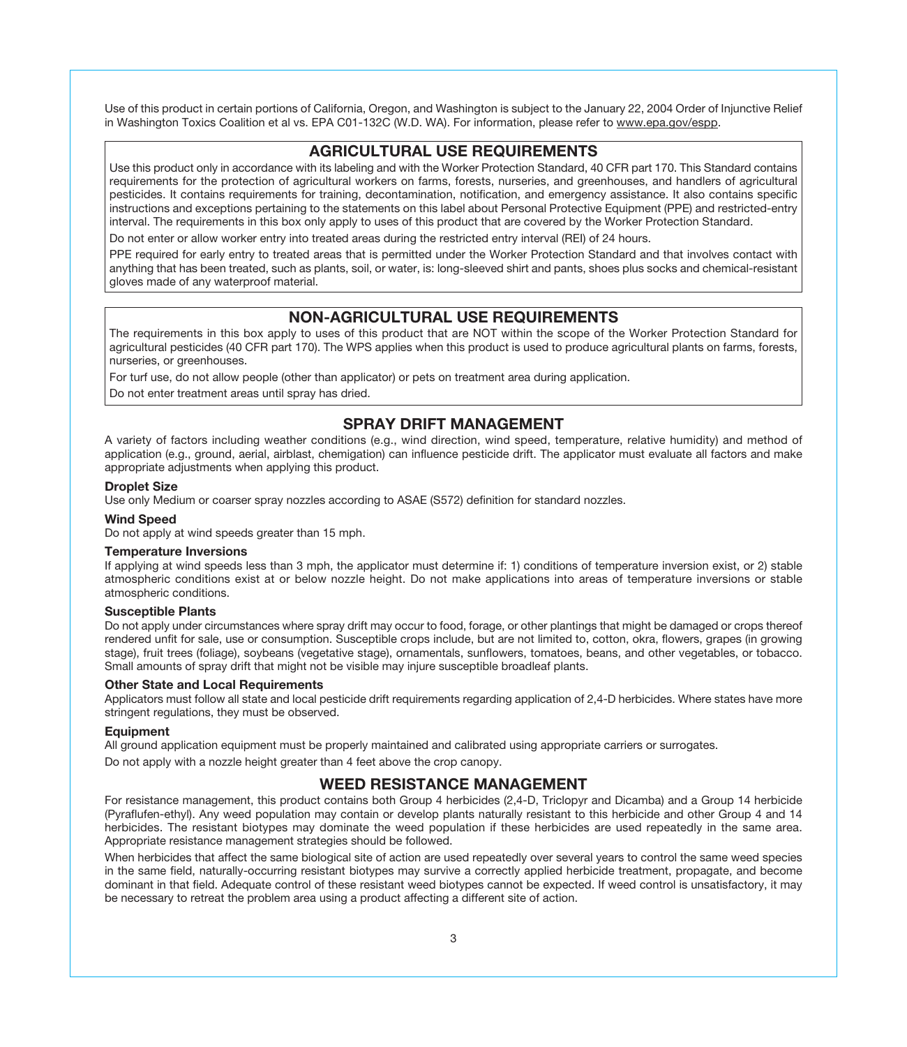Use of this product in certain portions of California, Oregon, and Washington is subject to the January 22, 2004 Order of Injunctive Relief in Washington Toxics Coalition et al vs. EPA C01-132C (W.D. WA). For information, please refer to www.epa.gov/espp.

## AGRICULTURAL USE REQUIREMENTS

Use this product only in accordance with its labeling and with the Worker Protection Standard, 40 CFR part 170. This Standard contains requirements for the protection of agricultural workers on farms, forests, nurseries, and greenhouses, and handlers of agricultural pesticides. It contains requirements for training, decontamination, notification, and emergency assistance. It also contains specific instructions and exceptions pertaining to the statements on this label about Personal Protective Equipment (PPE) and restricted-entry interval. The requirements in this box only apply to uses of this product that are covered by the Worker Protection Standard.

Do not enter or allow worker entry into treated areas during the restricted entry interval (REI) of 24 hours.

PPE required for early entry to treated areas that is permitted under the Worker Protection Standard and that involves contact with anything that has been treated, such as plants, soil, or water, is: long-sleeved shirt and pants, shoes plus socks and chemical-resistant gloves made of any waterproof material.

## NON-AGRICULTURAL USE REQUIREMENTS

The requirements in this box apply to uses of this product that are NOT within the scope of the Worker Protection Standard for agricultural pesticides (40 CFR part 170). The WPS applies when this product is used to produce agricultural plants on farms, forests, nurseries, or greenhouses.

For turf use, do not allow people (other than applicator) or pets on treatment area during application.

Do not enter treatment areas until spray has dried.

## SPRAY DRIFT MANAGEMENT

A variety of factors including weather conditions (e.g., wind direction, wind speed, temperature, relative humidity) and method of application (e.g., ground, aerial, airblast, chemigation) can influence pesticide drift. The applicator must evaluate all factors and make appropriate adjustments when applying this product.

**Droplet Size**

Use only Medium or coarser spray nozzles according to ASAE (S572) definition for standard nozzles.

**Wind Speed**

Do not apply at wind speeds greater than 15 mph.

**Temperature Inversions**

If applying at wind speeds less than 3 mph, the applicator must determine if: 1) conditions of temperature inversion exist, or 2) stable atmospheric conditions exist at or below nozzle height. Do not make applications into areas of temperature inversions or stable atmospheric conditions.

**Susceptible Plants**

Do not apply under circumstances where spray drift may occur to food, forage, or other plantings that might be damaged or crops thereof rendered unfit for sale, use or consumption. Susceptible crops include, but are not limited to, cotton, okra, flowers, grapes (in growing stage), fruit trees (foliage), soybeans (vegetative stage), ornamentals, sunflowers, tomatoes, beans, and other vegetables, or tobacco. Small amounts of spray drift that might not be visible may injure susceptible broadleaf plants.

**Other State and Local Requirements**

Applicators must follow all state and local pesticide drift requirements regarding application of 2,4-D herbicides. Where states have more stringent regulations, they must be observed.

**Equipment**

All ground application equipment must be properly maintained and calibrated using appropriate carriers or surrogates.

Do not apply with a nozzle height greater than 4 feet above the crop canopy.

## WEED RESISTANCE MANAGEMENT

For resistance management, this product contains both Group 4 herbicides (2,4-D, Triclopyr and Dicamba) and a Group 14 herbicide (Pyraflufen-ethyl). Any weed population may contain or develop plants naturally resistant to this herbicide and other Group 4 and 14 herbicides. The resistant biotypes may dominate the weed population if these herbicides are used repeatedly in the same area. Appropriate resistance management strategies should be followed.

When herbicides that affect the same biological site of action are used repeatedly over several years to control the same weed species in the same field, naturally-occurring resistant biotypes may survive a correctly applied herbicide treatment, propagate, and become dominant in that field. Adequate control of these resistant weed biotypes cannot be expected. If weed control is unsatisfactory, it may be necessary to retreat the problem area using a product affecting a different site of action.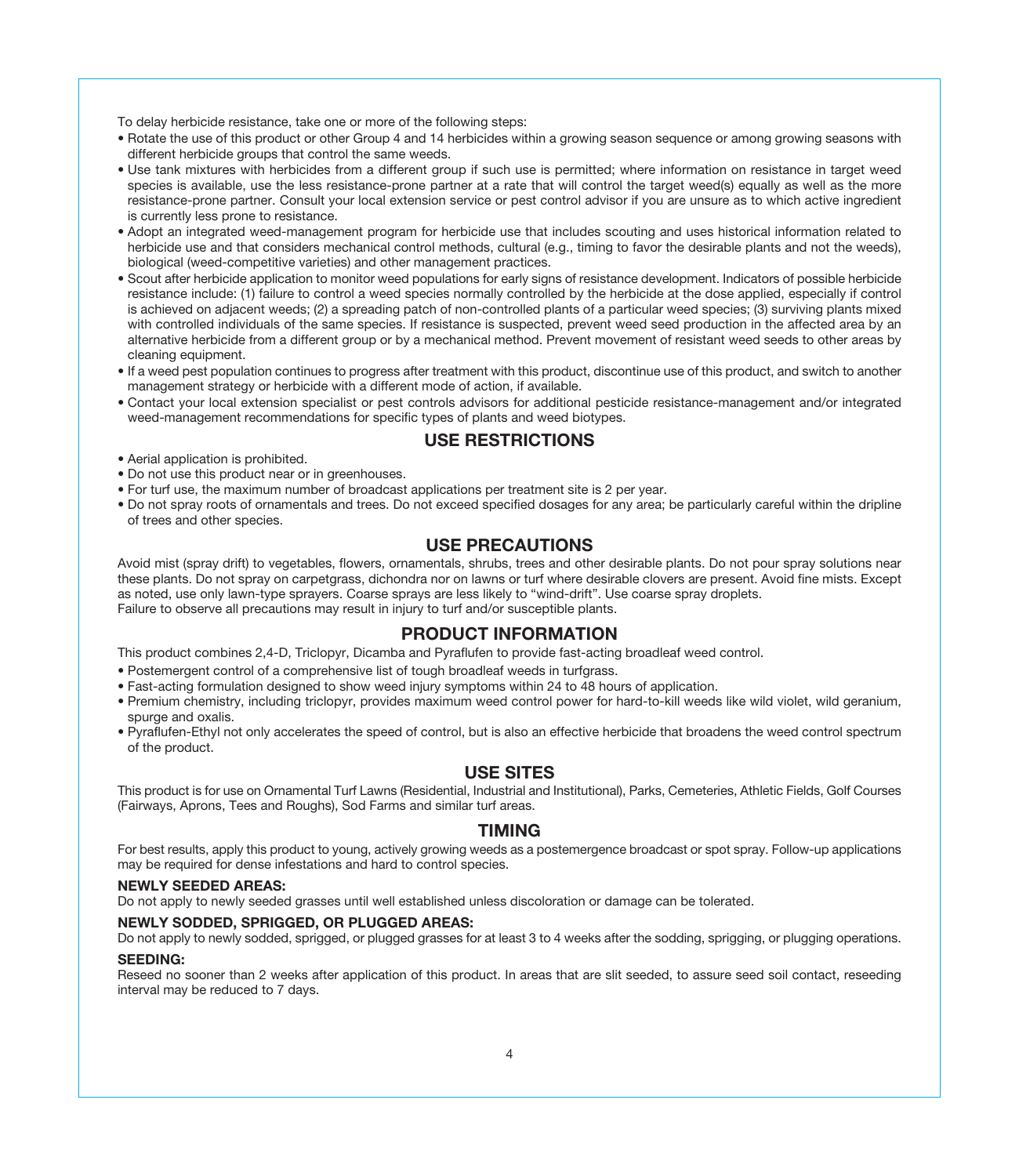To delay herbicide resistance, take one or more of the following steps:

- Rotate the use of this product or other Group 4 and 14 herbicides within a growing season sequence or among growing seasons with different herbicide groups that control the same weeds.
- Use tank mixtures with herbicides from a different group if such use is permitted; where information on resistance in target weed species is available, use the less resistance-prone partner at a rate that will control the target weed(s) equally as well as the more resistance-prone partner. Consult your local extension service or pest control advisor if you are unsure as to which active ingredient is currently less prone to resistance.
- Adopt an integrated weed-management program for herbicide use that includes scouting and uses historical information related to herbicide use and that considers mechanical control methods, cultural (e.g., timing to favor the desirable plants and not the weeds), biological (weed-competitive varieties) and other management practices.
- Scout after herbicide application to monitor weed populations for early signs of resistance development. Indicators of possible herbicide resistance include: (1) failure to control a weed species normally controlled by the herbicide at the dose applied, especially if control is achieved on adjacent weeds; (2) a spreading patch of non-controlled plants of a particular weed species; (3) surviving plants mixed with controlled individuals of the same species. If resistance is suspected, prevent weed seed production in the affected area by an alternative herbicide from a different group or by a mechanical method. Prevent movement of resistant weed seeds to other areas by cleaning equipment.
- If a weed pest population continues to progress after treatment with this product, discontinue use of this product, and switch to another management strategy or herbicide with a different mode of action, if available.
- Contact your local extension specialist or pest controls advisors for additional pesticide resistance-management and/or integrated weed-management recommendations for specific types of plants and weed biotypes.

## USE RESTRICTIONS

- Aerial application is prohibited.
- Do not use this product near or in greenhouses.
- For turf use, the maximum number of broadcast applications per treatment site is 2 per year.
- Do not spray roots of ornamentals and trees. Do not exceed specified dosages for any area; be particularly careful within the dripline of trees and other species.

## USE PRECAUTIONS

Avoid mist (spray drift) to vegetables, flowers, ornamentals, shrubs, trees and other desirable plants. Do not pour spray solutions near these plants. Do not spray on carpetgrass, dichondra nor on lawns or turf where desirable clovers are present. Avoid fine mists. Except as noted, use only lawn-type sprayers. Coarse sprays are less likely to "wind-drift". Use coarse spray droplets.
Failure to observe all precautions may result in injury to turf and/or susceptible plants.

## PRODUCT INFORMATION

This product combines 2,4-D, Triclopyr, Dicamba and Pyraflufen to provide fast-acting broadleaf weed control.

- Postemergent control of a comprehensive list of tough broadleaf weeds in turfgrass.
- Fast-acting formulation designed to show weed injury symptoms within 24 to 48 hours of application.
- Premium chemistry, including triclopyr, provides maximum weed control power for hard-to-kill weeds like wild violet, wild geranium, spurge and oxalis.
- Pyraflufen-Ethyl not only accelerates the speed of control, but is also an effective herbicide that broadens the weed control spectrum of the product.

## USE SITES

This product is for use on Ornamental Turf Lawns (Residential, Industrial and Institutional), Parks, Cemeteries, Athletic Fields, Golf Courses (Fairways, Aprons, Tees and Roughs), Sod Farms and similar turf areas.

## TIMING

For best results, apply this product to young, actively growing weeds as a postemergence broadcast or spot spray. Follow-up applications may be required for dense infestations and hard to control species.

**NEWLY SEEDED AREAS:**
Do not apply to newly seeded grasses until well established unless discoloration or damage can be tolerated.

**NEWLY SODDED, SPRIGGED, OR PLUGGED AREAS:**
Do not apply to newly sodded, sprigged, or plugged grasses for at least 3 to 4 weeks after the sodding, sprigging, or plugging operations.

**SEEDING:**
Reseed no sooner than 2 weeks after application of this product. In areas that are slit seeded, to assure seed soil contact, reseeding interval may be reduced to 7 days.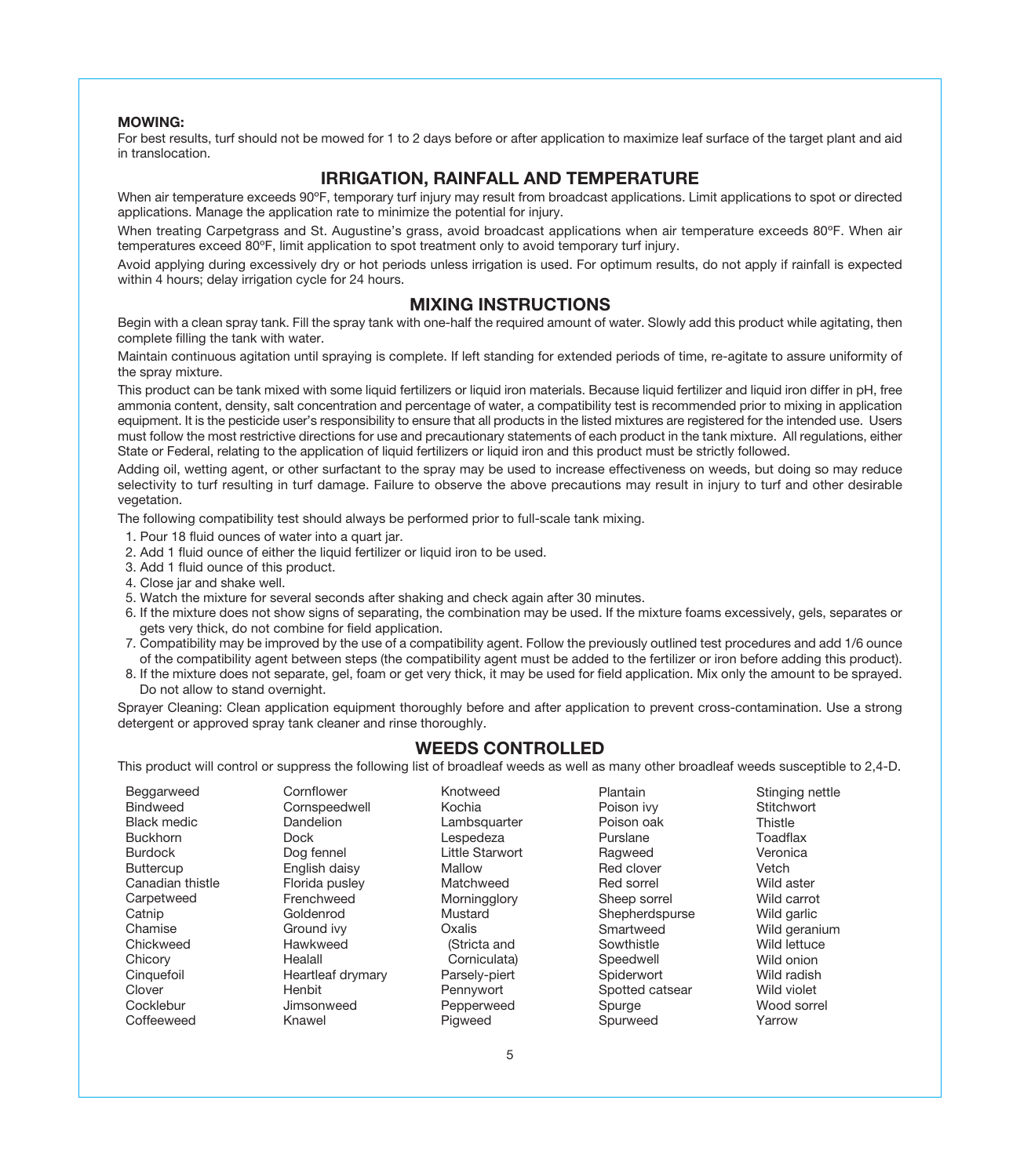**MOWING:**

For best results, turf should not be mowed for 1 to 2 days before or after application to maximize leaf surface of the target plant and aid in translocation.

## IRRIGATION, RAINFALL AND TEMPERATURE

When air temperature exceeds 90ºF, temporary turf injury may result from broadcast applications. Limit applications to spot or directed applications. Manage the application rate to minimize the potential for injury.

When treating Carpetgrass and St. Augustine's grass, avoid broadcast applications when air temperature exceeds 80ºF. When air temperatures exceed 80ºF, limit application to spot treatment only to avoid temporary turf injury.

Avoid applying during excessively dry or hot periods unless irrigation is used. For optimum results, do not apply if rainfall is expected within 4 hours; delay irrigation cycle for 24 hours.

## MIXING INSTRUCTIONS

Begin with a clean spray tank. Fill the spray tank with one-half the required amount of water. Slowly add this product while agitating, then complete filling the tank with water.

Maintain continuous agitation until spraying is complete. If left standing for extended periods of time, re-agitate to assure uniformity of the spray mixture.

This product can be tank mixed with some liquid fertilizers or liquid iron materials. Because liquid fertilizer and liquid iron differ in pH, free ammonia content, density, salt concentration and percentage of water, a compatibility test is recommended prior to mixing in application equipment. It is the pesticide user's responsibility to ensure that all products in the listed mixtures are registered for the intended use. Users must follow the most restrictive directions for use and precautionary statements of each product in the tank mixture. All regulations, either State or Federal, relating to the application of liquid fertilizers or liquid iron and this product must be strictly followed.

Adding oil, wetting agent, or other surfactant to the spray may be used to increase effectiveness on weeds, but doing so may reduce selectivity to turf resulting in turf damage. Failure to observe the above precautions may result in injury to turf and other desirable vegetation.

The following compatibility test should always be performed prior to full-scale tank mixing.

1. Pour 18 fluid ounces of water into a quart jar.
2. Add 1 fluid ounce of either the liquid fertilizer or liquid iron to be used.
3. Add 1 fluid ounce of this product.
4. Close jar and shake well.
5. Watch the mixture for several seconds after shaking and check again after 30 minutes.
6. If the mixture does not show signs of separating, the combination may be used. If the mixture foams excessively, gels, separates or gets very thick, do not combine for field application.
7. Compatibility may be improved by the use of a compatibility agent. Follow the previously outlined test procedures and add 1/6 ounce of the compatibility agent between steps (the compatibility agent must be added to the fertilizer or iron before adding this product).
8. If the mixture does not separate, gel, foam or get very thick, it may be used for field application. Mix only the amount to be sprayed. Do not allow to stand overnight.

Sprayer Cleaning: Clean application equipment thoroughly before and after application to prevent cross-contamination. Use a strong detergent or approved spray tank cleaner and rinse thoroughly.

## WEEDS CONTROLLED

This product will control or suppress the following list of broadleaf weeds as well as many other broadleaf weeds susceptible to 2,4-D.

Beggarweed
Bindweed
Black medic
Buckhorn
Burdock
Buttercup
Canadian thistle
Carpetweed
Catnip
Chamise
Chickweed
Chicory
Cinquefoil
Clover
Cocklebur
Coffeeweed
Cornflower
Cornspeedwell
Dandelion
Dock
Dog fennel
English daisy
Florida pusley
Frenchweed
Goldenrod
Ground ivy
Hawkweed
Healall
Heartleaf drymary
Henbit
Jimsonweed
Knawel
Knotweed
Kochia
Lambsquarter
Lespedeza
Little Starwort
Mallow
Matchweed
Morningglory
Mustard
Oxalis (Stricta and Corniculata)
Parsely-piert
Pennywort
Pepperweed
Pigweed
Plantain
Poison ivy
Poison oak
Purslane
Ragweed
Red clover
Red sorrel
Sheep sorrel
Shepherdspurse
Smartweed
Sowthistle
Speedwell
Spiderwort
Spotted catsear
Spurge
Spurweed
Stinging nettle
Stitchwort
Thistle
Toadflax
Veronica
Vetch
Wild aster
Wild carrot
Wild garlic
Wild geranium
Wild lettuce
Wild onion
Wild radish
Wild violet
Wood sorrel
Yarrow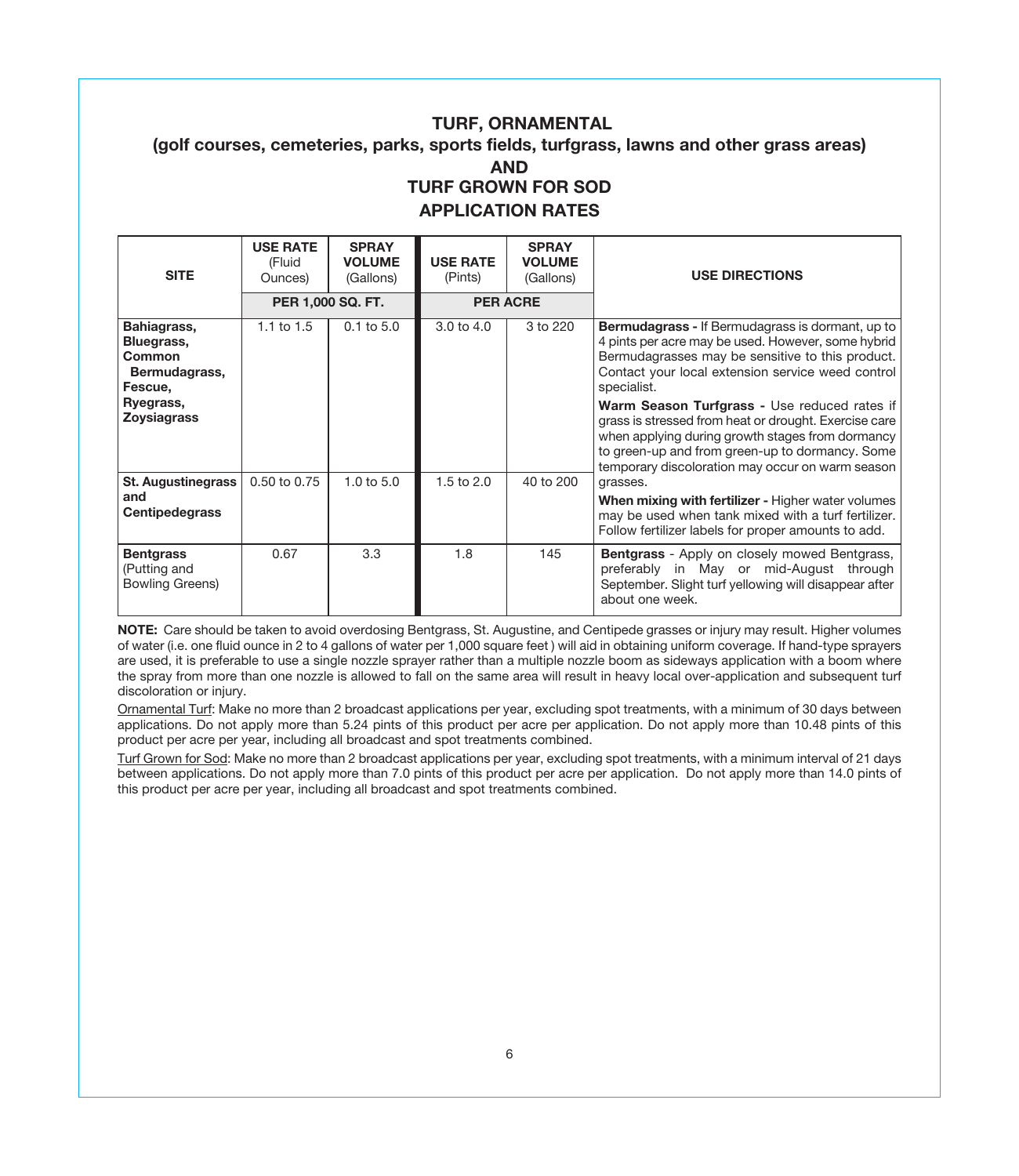## TURF, ORNAMENTAL
## (golf courses, cemeteries, parks, sports fields, turfgrass, lawns and other grass areas)
## AND
## TURF GROWN FOR SOD
## APPLICATION RATES

| SITE | USE RATE (Fluid Ounces) | SPRAY VOLUME (Gallons) | USE RATE (Pints) | SPRAY VOLUME (Gallons) | USE DIRECTIONS |
|---|---|---|---|---|---|
| | PER 1,000 SQ. FT. | | PER ACRE | | |
| **Bahiagrass, Bluegrass, Common Bermudagrass, Fescue, Ryegrass, Zoysiagrass** | 1.1 to 1.5 | 0.1 to 5.0 | 3.0 to 4.0 | 3 to 220 | **Bermudagrass -** If Bermudagrass is dormant, up to 4 pints per acre may be used. However, some hybrid Bermudagrasses may be sensitive to this product. Contact your local extension service weed control specialist. **Warm Season Turfgrass -** Use reduced rates if grass is stressed from heat or drought. Exercise care when applying during growth stages from dormancy to green-up and from green-up to dormancy. Some temporary discoloration may occur on warm season grasses. **When mixing with fertilizer -** Higher water volumes may be used when tank mixed with a turf fertilizer. Follow fertilizer labels for proper amounts to add. |
| **St. Augustinegrass and Centipedegrass** | 0.50 to 0.75 | 1.0 to 5.0 | 1.5 to 2.0 | 40 to 200 | |
| **Bentgrass** (Putting and Bowling Greens) | 0.67 | 3.3 | 1.8 | 145 | **Bentgrass** - Apply on closely mowed Bentgrass, preferably in May or mid-August through September. Slight turf yellowing will disappear after about one week. |

**NOTE:** Care should be taken to avoid overdosing Bentgrass, St. Augustine, and Centipede grasses or injury may result. Higher volumes of water (i.e. one fluid ounce in 2 to 4 gallons of water per 1,000 square feet ) will aid in obtaining uniform coverage. If hand-type sprayers are used, it is preferable to use a single nozzle sprayer rather than a multiple nozzle boom as sideways application with a boom where the spray from more than one nozzle is allowed to fall on the same area will result in heavy local over-application and subsequent turf discoloration or injury.

Ornamental Turf: Make no more than 2 broadcast applications per year, excluding spot treatments, with a minimum of 30 days between applications. Do not apply more than 5.24 pints of this product per acre per application. Do not apply more than 10.48 pints of this product per acre per year, including all broadcast and spot treatments combined.

Turf Grown for Sod: Make no more than 2 broadcast applications per year, excluding spot treatments, with a minimum interval of 21 days between applications. Do not apply more than 7.0 pints of this product per acre per application. Do not apply more than 14.0 pints of this product per acre per year, including all broadcast and spot treatments combined.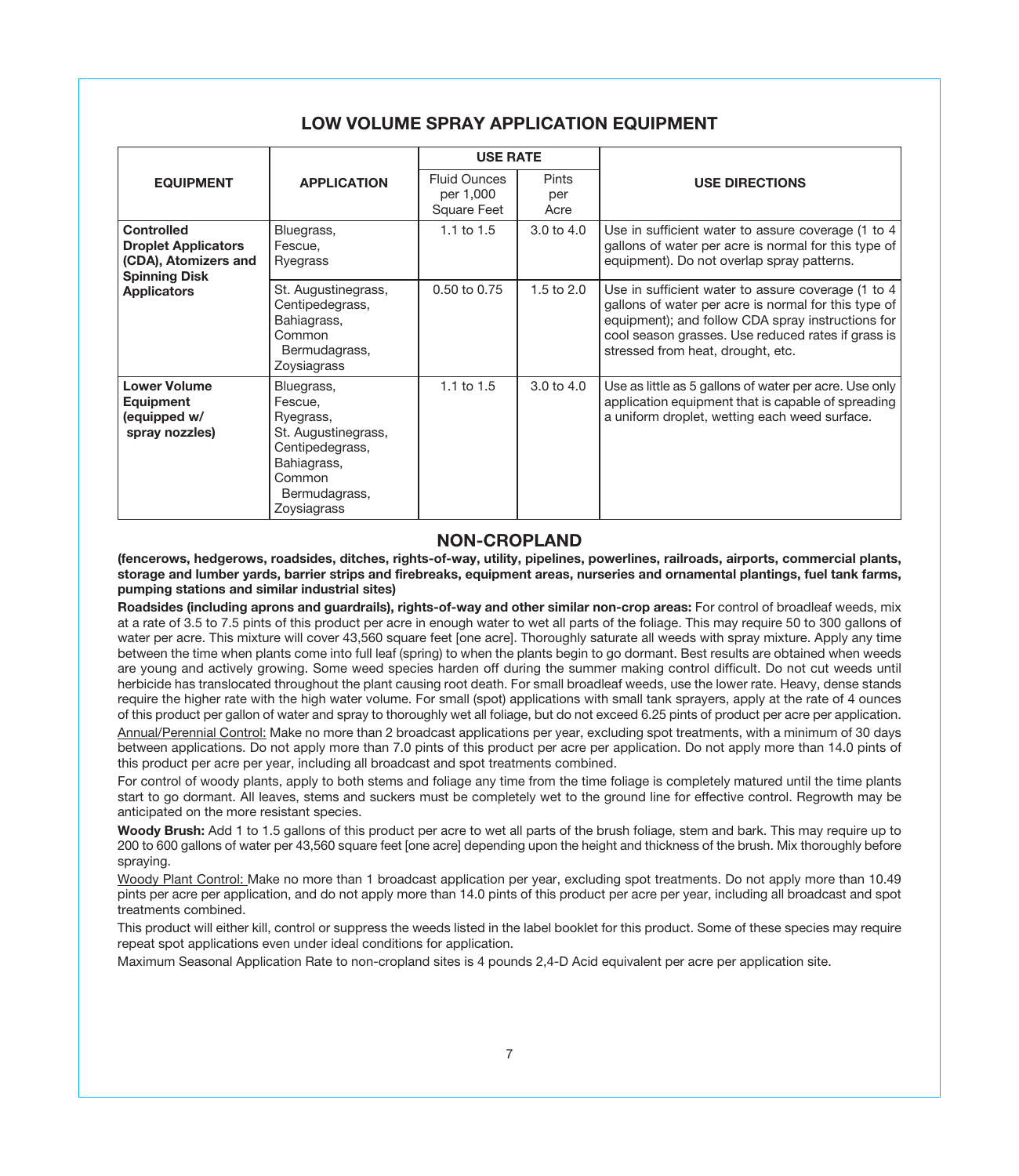## LOW VOLUME SPRAY APPLICATION EQUIPMENT

| EQUIPMENT | APPLICATION | USE RATE | | USE DIRECTIONS |
|---|---|---|---|---|
| | | Fluid Ounces per 1,000 Square Feet | Pints per Acre | |
| **Controlled Droplet Applicators (CDA), Atomizers and Spinning Disk Applicators** | Bluegrass, Fescue, Ryegrass | 1.1 to 1.5 | 3.0 to 4.0 | Use in sufficient water to assure coverage (1 to 4 gallons of water per acre is normal for this type of equipment). Do not overlap spray patterns. |
| | St. Augustinegrass, Centipedegrass, Bahiagrass, Common Bermudagrass, Zoysiagrass | 0.50 to 0.75 | 1.5 to 2.0 | Use in sufficient water to assure coverage (1 to 4 gallons of water per acre is normal for this type of equipment); and follow CDA spray instructions for cool season grasses. Use reduced rates if grass is stressed from heat, drought, etc. |
| **Lower Volume Equipment (equipped w/ spray nozzles)** | Bluegrass, Fescue, Ryegrass, St. Augustinegrass, Centipedegrass, Bahiagrass, Common Bermudagrass, Zoysiagrass | 1.1 to 1.5 | 3.0 to 4.0 | Use as little as 5 gallons of water per acre. Use only application equipment that is capable of spreading a uniform droplet, wetting each weed surface. |

## NON-CROPLAND

**(fencerows, hedgerows, roadsides, ditches, rights-of-way, utility, pipelines, powerlines, railroads, airports, commercial plants, storage and lumber yards, barrier strips and firebreaks, equipment areas, nurseries and ornamental plantings, fuel tank farms, pumping stations and similar industrial sites)**

**Roadsides (including aprons and guardrails), rights-of-way and other similar non-crop areas:** For control of broadleaf weeds, mix at a rate of 3.5 to 7.5 pints of this product per acre in enough water to wet all parts of the foliage. This may require 50 to 300 gallons of water per acre. This mixture will cover 43,560 square feet [one acre]. Thoroughly saturate all weeds with spray mixture. Apply any time between the time when plants come into full leaf (spring) to when the plants begin to go dormant. Best results are obtained when weeds are young and actively growing. Some weed species harden off during the summer making control difficult. Do not cut weeds until herbicide has translocated throughout the plant causing root death. For small broadleaf weeds, use the lower rate. Heavy, dense stands require the higher rate with the high water volume. For small (spot) applications with small tank sprayers, apply at the rate of 4 ounces of this product per gallon of water and spray to thoroughly wet all foliage, but do not exceed 6.25 pints of product per acre per application.

Annual/Perennial Control: Make no more than 2 broadcast applications per year, excluding spot treatments, with a minimum of 30 days between applications. Do not apply more than 7.0 pints of this product per acre per application. Do not apply more than 14.0 pints of this product per acre per year, including all broadcast and spot treatments combined.

For control of woody plants, apply to both stems and foliage any time from the time foliage is completely matured until the time plants start to go dormant. All leaves, stems and suckers must be completely wet to the ground line for effective control. Regrowth may be anticipated on the more resistant species.

**Woody Brush:** Add 1 to 1.5 gallons of this product per acre to wet all parts of the brush foliage, stem and bark. This may require up to 200 to 600 gallons of water per 43,560 square feet [one acre] depending upon the height and thickness of the brush. Mix thoroughly before spraying.

Woody Plant Control: Make no more than 1 broadcast application per year, excluding spot treatments. Do not apply more than 10.49 pints per acre per application, and do not apply more than 14.0 pints of this product per acre per year, including all broadcast and spot treatments combined.

This product will either kill, control or suppress the weeds listed in the label booklet for this product. Some of these species may require repeat spot applications even under ideal conditions for application.

Maximum Seasonal Application Rate to non-cropland sites is 4 pounds 2,4-D Acid equivalent per acre per application site.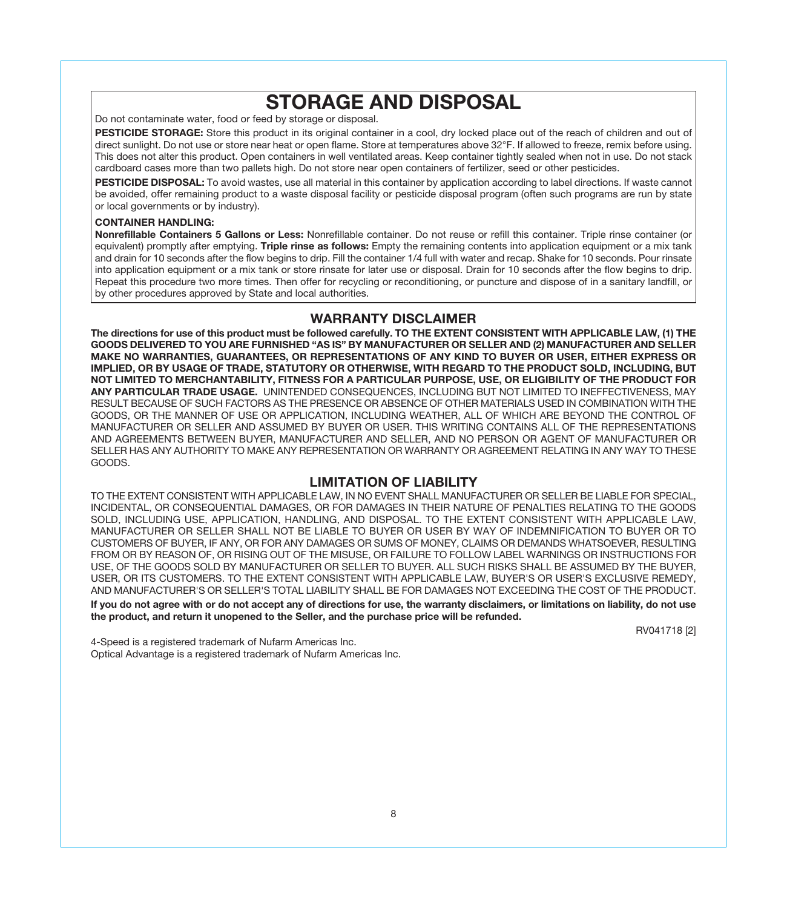# STORAGE AND DISPOSAL

Do not contaminate water, food or feed by storage or disposal.

**PESTICIDE STORAGE:** Store this product in its original container in a cool, dry locked place out of the reach of children and out of direct sunlight. Do not use or store near heat or open flame. Store at temperatures above 32°F. If allowed to freeze, remix before using. This does not alter this product. Open containers in well ventilated areas. Keep container tightly sealed when not in use. Do not stack cardboard cases more than two pallets high. Do not store near open containers of fertilizer, seed or other pesticides.

**PESTICIDE DISPOSAL:** To avoid wastes, use all material in this container by application according to label directions. If waste cannot be avoided, offer remaining product to a waste disposal facility or pesticide disposal program (often such programs are run by state or local governments or by industry).

**CONTAINER HANDLING:**

**Nonrefillable Containers 5 Gallons or Less:** Nonrefillable container. Do not reuse or refill this container. Triple rinse container (or equivalent) promptly after emptying. **Triple rinse as follows:** Empty the remaining contents into application equipment or a mix tank and drain for 10 seconds after the flow begins to drip. Fill the container 1/4 full with water and recap. Shake for 10 seconds. Pour rinsate into application equipment or a mix tank or store rinsate for later use or disposal. Drain for 10 seconds after the flow begins to drip. Repeat this procedure two more times. Then offer for recycling or reconditioning, or puncture and dispose of in a sanitary landfill, or by other procedures approved by State and local authorities.

## WARRANTY DISCLAIMER

**The directions for use of this product must be followed carefully. TO THE EXTENT CONSISTENT WITH APPLICABLE LAW, (1) THE GOODS DELIVERED TO YOU ARE FURNISHED "AS IS" BY MANUFACTURER OR SELLER AND (2) MANUFACTURER AND SELLER MAKE NO WARRANTIES, GUARANTEES, OR REPRESENTATIONS OF ANY KIND TO BUYER OR USER, EITHER EXPRESS OR IMPLIED, OR BY USAGE OF TRADE, STATUTORY OR OTHERWISE, WITH REGARD TO THE PRODUCT SOLD, INCLUDING, BUT NOT LIMITED TO MERCHANTABILITY, FITNESS FOR A PARTICULAR PURPOSE, USE, OR ELIGIBILITY OF THE PRODUCT FOR ANY PARTICULAR TRADE USAGE.** UNINTENDED CONSEQUENCES, INCLUDING BUT NOT LIMITED TO INEFFECTIVENESS, MAY RESULT BECAUSE OF SUCH FACTORS AS THE PRESENCE OR ABSENCE OF OTHER MATERIALS USED IN COMBINATION WITH THE GOODS, OR THE MANNER OF USE OR APPLICATION, INCLUDING WEATHER, ALL OF WHICH ARE BEYOND THE CONTROL OF MANUFACTURER OR SELLER AND ASSUMED BY BUYER OR USER. THIS WRITING CONTAINS ALL OF THE REPRESENTATIONS AND AGREEMENTS BETWEEN BUYER, MANUFACTURER AND SELLER, AND NO PERSON OR AGENT OF MANUFACTURER OR SELLER HAS ANY AUTHORITY TO MAKE ANY REPRESENTATION OR WARRANTY OR AGREEMENT RELATING IN ANY WAY TO THESE GOODS.

## LIMITATION OF LIABILITY

TO THE EXTENT CONSISTENT WITH APPLICABLE LAW, IN NO EVENT SHALL MANUFACTURER OR SELLER BE LIABLE FOR SPECIAL, INCIDENTAL, OR CONSEQUENTIAL DAMAGES, OR FOR DAMAGES IN THEIR NATURE OF PENALTIES RELATING TO THE GOODS SOLD, INCLUDING USE, APPLICATION, HANDLING, AND DISPOSAL. TO THE EXTENT CONSISTENT WITH APPLICABLE LAW, MANUFACTURER OR SELLER SHALL NOT BE LIABLE TO BUYER OR USER BY WAY OF INDEMNIFICATION TO BUYER OR TO CUSTOMERS OF BUYER, IF ANY, OR FOR ANY DAMAGES OR SUMS OF MONEY, CLAIMS OR DEMANDS WHATSOEVER, RESULTING FROM OR BY REASON OF, OR RISING OUT OF THE MISUSE, OR FAILURE TO FOLLOW LABEL WARNINGS OR INSTRUCTIONS FOR USE, OF THE GOODS SOLD BY MANUFACTURER OR SELLER TO BUYER. ALL SUCH RISKS SHALL BE ASSUMED BY THE BUYER, USER, OR ITS CUSTOMERS. TO THE EXTENT CONSISTENT WITH APPLICABLE LAW, BUYER'S OR USER'S EXCLUSIVE REMEDY, AND MANUFACTURER'S OR SELLER'S TOTAL LIABILITY SHALL BE FOR DAMAGES NOT EXCEEDING THE COST OF THE PRODUCT.

**If you do not agree with or do not accept any of directions for use, the warranty disclaimers, or limitations on liability, do not use the product, and return it unopened to the Seller, and the purchase price will be refunded.**

RV041718 [2]

4-Speed is a registered trademark of Nufarm Americas Inc.
Optical Advantage is a registered trademark of Nufarm Americas Inc.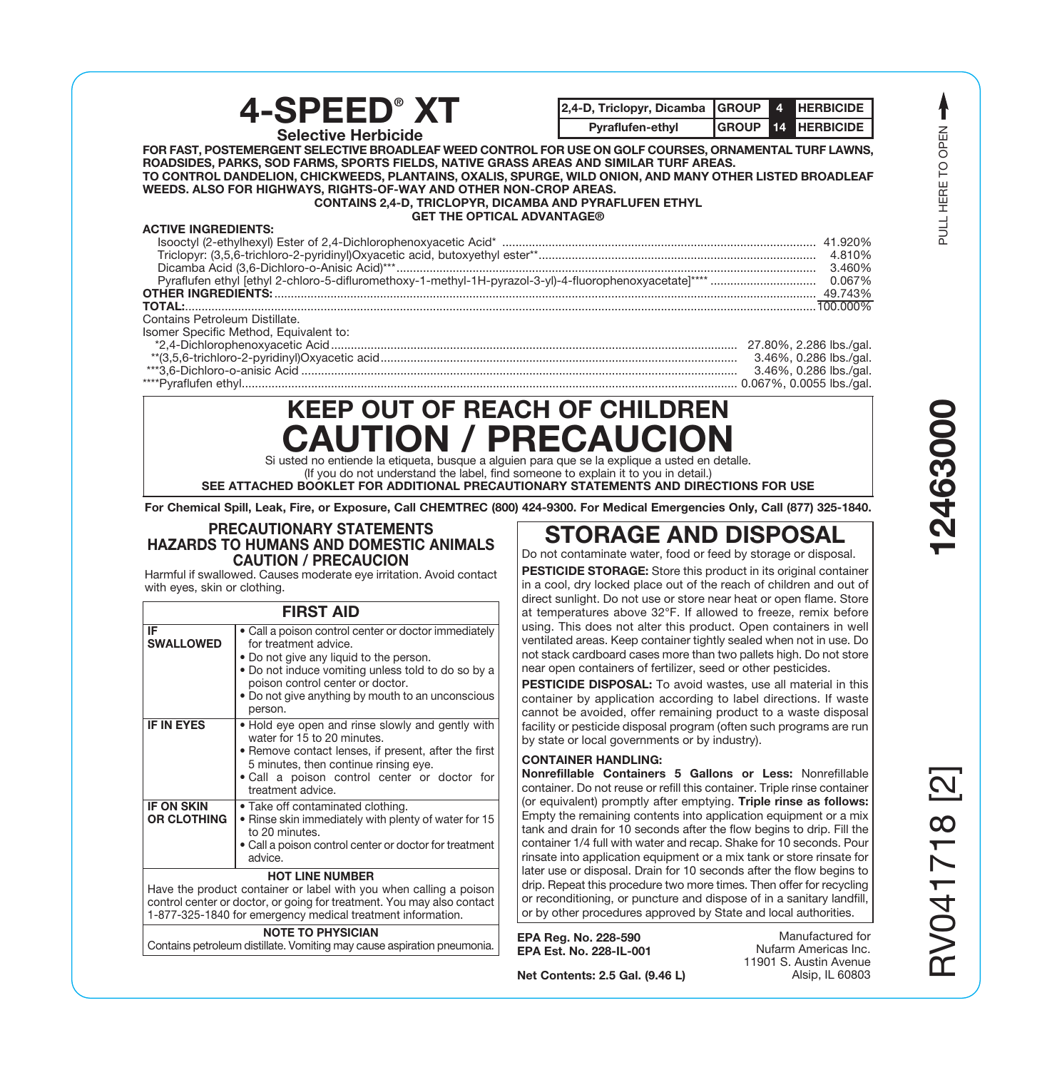# 4-SPEED® XT

**Selective Herbicide**

| 2,4-D, Triclopyr, Dicamba | GROUP | 4 | HERBICIDE |
|---|---|---|---|
| Pyraflufen-ethyl | GROUP | 14 | HERBICIDE |

**FOR FAST, POSTEMERGENT SELECTIVE BROADLEAF WEED CONTROL FOR USE ON GOLF COURSES, ORNAMENTAL TURF LAWNS, ROADSIDES, PARKS, SOD FARMS, SPORTS FIELDS, NATIVE GRASS AREAS AND SIMILAR TURF AREAS.**

**TO CONTROL DANDELION, CHICKWEEDS, PLANTAINS, OXALIS, SPURGE, WILD ONION, AND MANY OTHER LISTED BROADLEAF WEEDS. ALSO FOR HIGHWAYS, RIGHTS-OF-WAY AND OTHER NON-CROP AREAS.**

**CONTAINS 2,4-D, TRICLOPYR, DICAMBA AND PYRAFLUFEN ETHYL**

**GET THE OPTICAL ADVANTAGE®**

**ACTIVE INGREDIENTS:**

| | |
|---|---|
| Isooctyl (2-ethylhexyl) Ester of 2,4-Dichlorophenoxyacetic Acid* | 41.920% |
| Triclopyr: (3,5,6-trichloro-2-pyridinyl)Oxyacetic acid, butoxyethyl ester** | 4.810% |
| Dicamba Acid (3,6-Dichloro-o-Anisic Acid)*** | 3.460% |
| Pyraflufen ethyl [ethyl 2-chloro-5-difluromethoxy-1-methyl-1H-pyrazol-3-yl)-4-fluorophenoxyacetate]**** | 0.067% |
| **OTHER INGREDIENTS:** | 49.743% |
| **TOTAL:** | 100.000% |

Contains Petroleum Distillate.

Isomer Specific Method, Equivalent to:

| | |
|---|---|
| *2,4-Dichlorophenoxyacetic Acid | 27.80%, 2.286 lbs./gal. |
| **(3,5,6-trichloro-2-pyridinyl)Oxyacetic acid | 3.46%, 0.286 lbs./gal. |
| ***3,6-Dichloro-o-anisic Acid | 3.46%, 0.286 lbs./gal. |
| ****Pyraflufen ethyl | 0.067%, 0.0055 lbs./gal. |

## KEEP OUT OF REACH OF CHILDREN

# CAUTION / PRECAUCION

Si usted no entiende la etiqueta, busque a alguien para que se la explique a usted en detalle.
(If you do not understand the label, find someone to explain it to you in detail.)

**SEE ATTACHED BOOKLET FOR ADDITIONAL PRECAUTIONARY STATEMENTS AND DIRECTIONS FOR USE**

**For Chemical Spill, Leak, Fire, or Exposure, Call CHEMTREC (800) 424-9300. For Medical Emergencies Only, Call (877) 325-1840.**

## PRECAUTIONARY STATEMENTS
## HAZARDS TO HUMANS AND DOMESTIC ANIMALS
## CAUTION / PRECAUCION

Harmful if swallowed. Causes moderate eye irritation. Avoid contact with eyes, skin or clothing.

| FIRST AID | |
|---|---|
| **IF SWALLOWED** | • Call a poison control center or doctor immediately for treatment advice.<br>• Do not give any liquid to the person.<br>• Do not induce vomiting unless told to do so by a poison control center or doctor.<br>• Do not give anything by mouth to an unconscious person. |
| **IF IN EYES** | • Hold eye open and rinse slowly and gently with water for 15 to 20 minutes.<br>• Remove contact lenses, if present, after the first 5 minutes, then continue rinsing eye.<br>• Call a poison control center or doctor for treatment advice. |
| **IF ON SKIN OR CLOTHING** | • Take off contaminated clothing.<br>• Rinse skin immediately with plenty of water for 15 to 20 minutes.<br>• Call a poison control center or doctor for treatment advice. |

**HOT LINE NUMBER**

Have the product container or label with you when calling a poison control center or doctor, or going for treatment. You may also contact 1-877-325-1840 for emergency medical treatment information.

**NOTE TO PHYSICIAN**

Contains petroleum distillate. Vomiting may cause aspiration pneumonia.

## STORAGE AND DISPOSAL

Do not contaminate water, food or feed by storage or disposal.

**PESTICIDE STORAGE:** Store this product in its original container in a cool, dry locked place out of the reach of children and out of direct sunlight. Do not use or store near heat or open flame. Store at temperatures above 32°F. If allowed to freeze, remix before using. This does not alter this product. Open containers in well ventilated areas. Keep container tightly sealed when not in use. Do not stack cardboard cases more than two pallets high. Do not store near open containers of fertilizer, seed or other pesticides.

**PESTICIDE DISPOSAL:** To avoid wastes, use all material in this container by application according to label directions. If waste cannot be avoided, offer remaining product to a waste disposal facility or pesticide disposal program (often such programs are run by state or local governments or by industry).

**CONTAINER HANDLING:**

**Nonrefillable Containers 5 Gallons or Less:** Nonrefillable container. Do not reuse or refill this container. Triple rinse container (or equivalent) promptly after emptying. **Triple rinse as follows:** Empty the remaining contents into application equipment or a mix tank and drain for 10 seconds after the flow begins to drip. Fill the container 1/4 full with water and recap. Shake for 10 seconds. Pour rinsate into application equipment or a mix tank or store rinsate for later use or disposal. Drain for 10 seconds after the flow begins to drip. Repeat this procedure two more times. Then offer for recycling or reconditioning, or puncture and dispose of in a sanitary landfill, or by other procedures approved by State and local authorities.

**EPA Reg. No. 228-590**
**EPA Est. No. 228-IL-001**

**Net Contents: 2.5 Gal. (9.46 L)**

Manufactured for
Nufarm Americas Inc.
11901 S. Austin Avenue
Alsip, IL 60803

PULL HERE TO OPEN →

12463000

RV041718 [2]